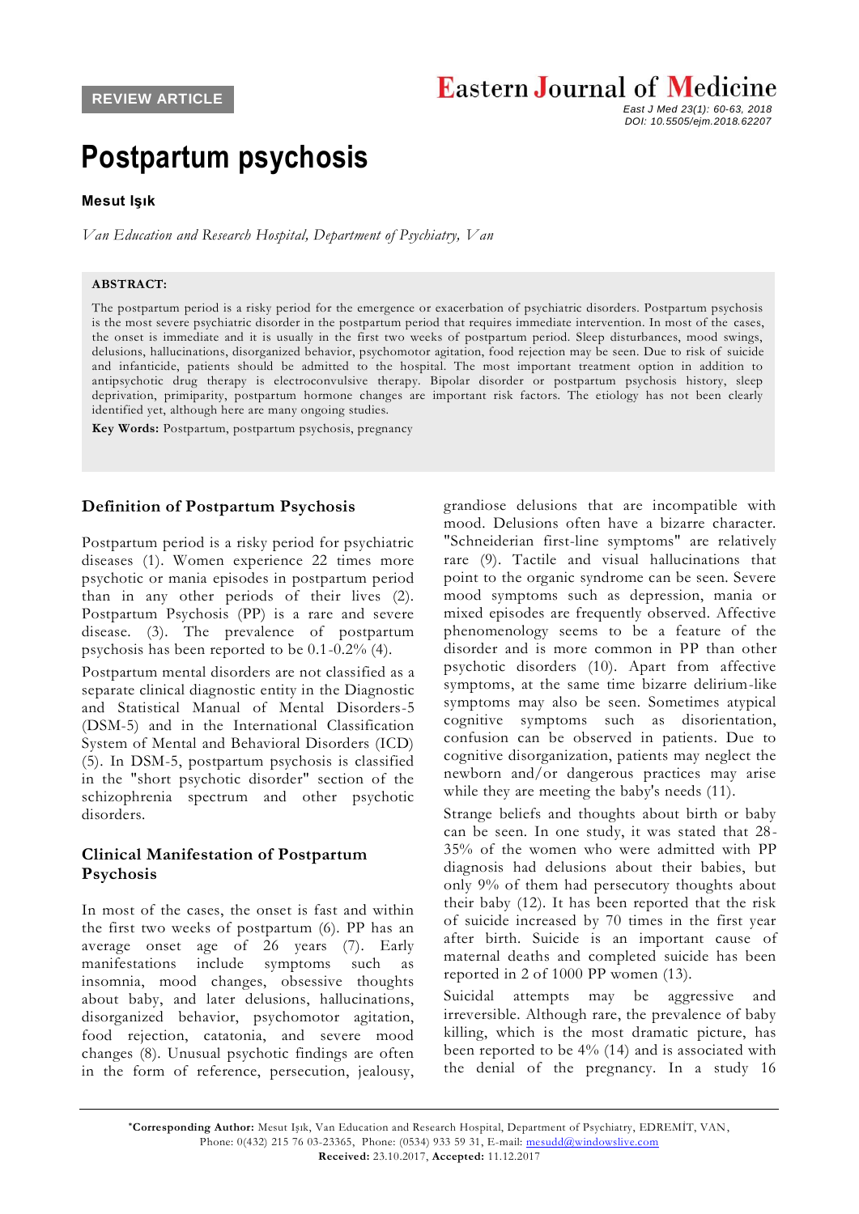REVIEW ARTICLE

# Postpartum psychosis

**Mesut Işık**

*Van Education and Research Hospital, Department of Psychiatry, Van*

**ABSTRACT:**

The postpartum period is a risky period for the emergence or exacerbation of psychiatric disorders. Postpartum psychosis is the most severe psychiatric disorder in the postpartum period that requires immediate intervention. In most of the cases, the onset is immediate and it is usually in the first two weeks of postpartum period. Sleep disturbances, mood swings, delusions, hallucinations, disorganized behavior, psychomotor agitation, food rejection may be seen. Due to risk of suicide and infanticide, patients should be admitted to the hospital. The most important treatment option in addition to antipsychotic drug therapy is electroconvulsive therapy. Bipolar disorder or postpartum psychosis history, sleep deprivation, primiparity, postpartum hormone changes are important risk factors. The etiology has not been clearly identified yet, although here are many ongoing studies.

**Key Words:** Postpartum, postpartum psychosis, pregnancy

## Definition of Postpartum Psychosis

Postpartum period is a risky period for psychiatric diseases (1). Women experience 22 times more psychotic or mania episodes in postpartum period than in any other periods of their lives (2). Postpartum Psychosis (PP) is a rare and severe disease. (3). The prevalence of postpartum psychosis has been reported to be 0.1-0.2% (4).

Postpartum mental disorders are not classified as a separate clinical diagnostic entity in the Diagnostic and Statistical Manual of Mental Disorders-5 (DSM-5) and in the International Classification System of Mental and Behavioral Disorders (ICD) (5). In DSM-5, postpartum psychosis is classified in the "short psychotic disorder" section of the schizophrenia spectrum and other psychotic disorders.

## Clinical Manifestation of Postpartum Psychosis

In most of the cases, the onset is fast and within the first two weeks of postpartum (6). PP has an average onset age of 26 years (7). Early manifestations include symptoms such as insomnia, mood changes, obsessive thoughts about baby, and later delusions, hallucinations, disorganized behavior, psychomotor agitation, food rejection, catatonia, and severe mood changes (8). Unusual psychotic findings are often in the form of reference, persecution, jealousy, grandiose delusions that are incompatible with mood. Delusions often have a bizarre character. "Schneiderian first-line symptoms" are relatively rare (9). Tactile and visual hallucinations that point to the organic syndrome can be seen. Severe mood symptoms such as depression, mania or mixed episodes are frequently observed. Affective phenomenology seems to be a feature of the disorder and is more common in PP than other psychotic disorders (10). Apart from affective symptoms, at the same time bizarre delirium-like symptoms may also be seen. Sometimes atypical cognitive symptoms such as disorientation, confusion can be observed in patients. Due to cognitive disorganization, patients may neglect the newborn and/or dangerous practices may arise while they are meeting the baby's needs (11).

Strange beliefs and thoughts about birth or baby can be seen. In one study, it was stated that 28-35% of the women who were admitted with PP diagnosis had delusions about their babies, but only 9% of them had persecutory thoughts about their baby (12). It has been reported that the risk of suicide increased by 70 times in the first year after birth. Suicide is an important cause of maternal deaths and completed suicide has been reported in 2 of 1000 PP women (13).

Suicidal attempts may be aggressive and irreversible. Although rare, the prevalence of baby killing, which is the most dramatic picture, has been reported to be 4% (14) and is associated with the denial of the pregnancy. In a study 16

*Corresponding Author: Mesut Işık, Van Education and Research Hospital, Department of Psychiatry, EDREMİT, VAN, Phone: 0(432) 215 76 03-23365, Phone: (0534) 933 59 31, E-mail: mesudd@windowslive.com
**Received:** 23.10.2017, **Accepted:** 11.12.2017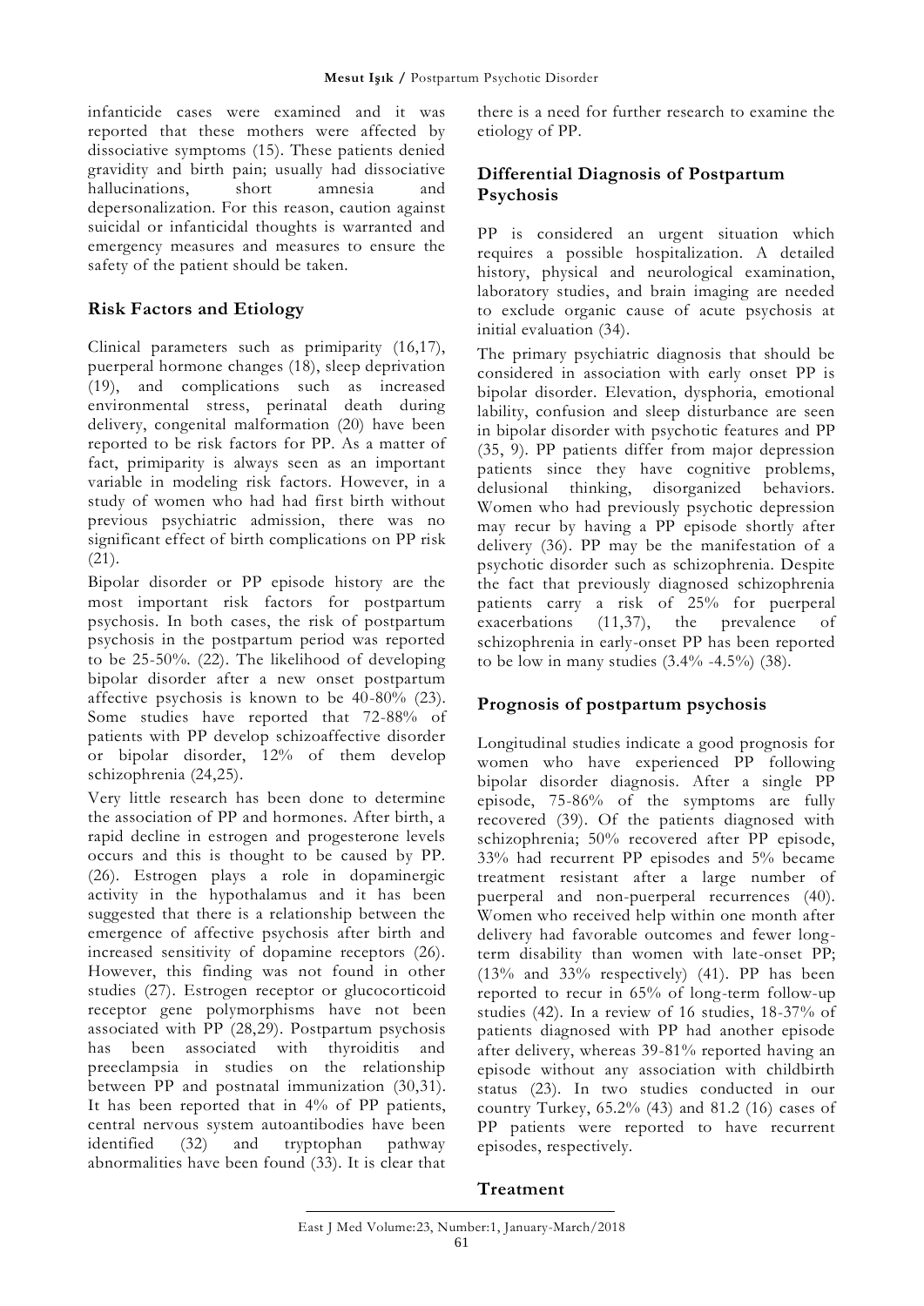infanticide cases were examined and it was reported that these mothers were affected by dissociative symptoms (15). These patients denied gravidity and birth pain; usually had dissociative hallucinations, short amnesia and depersonalization. For this reason, caution against suicidal or infanticidal thoughts is warranted and emergency measures and measures to ensure the safety of the patient should be taken.

## Risk Factors and Etiology

Clinical parameters such as primiparity (16,17), puerperal hormone changes (18), sleep deprivation (19), and complications such as increased environmental stress, perinatal death during delivery, congenital malformation (20) have been reported to be risk factors for PP. As a matter of fact, primiparity is always seen as an important variable in modeling risk factors. However, in a study of women who had had first birth without previous psychiatric admission, there was no significant effect of birth complications on PP risk (21).

Bipolar disorder or PP episode history are the most important risk factors for postpartum psychosis. In both cases, the risk of postpartum psychosis in the postpartum period was reported to be 25-50%. (22). The likelihood of developing bipolar disorder after a new onset postpartum affective psychosis is known to be 40-80% (23). Some studies have reported that 72-88% of patients with PP develop schizoaffective disorder or bipolar disorder, 12% of them develop schizophrenia (24,25).

Very little research has been done to determine the association of PP and hormones. After birth, a rapid decline in estrogen and progesterone levels occurs and this is thought to be caused by PP. (26). Estrogen plays a role in dopaminergic activity in the hypothalamus and it has been suggested that there is a relationship between the emergence of affective psychosis after birth and increased sensitivity of dopamine receptors (26). However, this finding was not found in other studies (27). Estrogen receptor or glucocorticoid receptor gene polymorphisms have not been associated with PP (28,29). Postpartum psychosis has been associated with thyroiditis and preeclampsia in studies on the relationship between PP and postnatal immunization (30,31). It has been reported that in 4% of PP patients, central nervous system autoantibodies have been identified (32) and tryptophan pathway abnormalities have been found (33). It is clear that there is a need for further research to examine the etiology of PP.

## Differential Diagnosis of Postpartum Psychosis

PP is considered an urgent situation which requires a possible hospitalization. A detailed history, physical and neurological examination, laboratory studies, and brain imaging are needed to exclude organic cause of acute psychosis at initial evaluation (34).

The primary psychiatric diagnosis that should be considered in association with early onset PP is bipolar disorder. Elevation, dysphoria, emotional lability, confusion and sleep disturbance are seen in bipolar disorder with psychotic features and PP (35, 9). PP patients differ from major depression patients since they have cognitive problems, delusional thinking, disorganized behaviors. Women who had previously psychotic depression may recur by having a PP episode shortly after delivery (36). PP may be the manifestation of a psychotic disorder such as schizophrenia. Despite the fact that previously diagnosed schizophrenia patients carry a risk of 25% for puerperal exacerbations (11,37), the prevalence of schizophrenia in early-onset PP has been reported to be low in many studies (3.4% -4.5%) (38).

## Prognosis of postpartum psychosis

Longitudinal studies indicate a good prognosis for women who have experienced PP following bipolar disorder diagnosis. After a single PP episode, 75-86% of the symptoms are fully recovered (39). Of the patients diagnosed with schizophrenia; 50% recovered after PP episode, 33% had recurrent PP episodes and 5% became treatment resistant after a large number of puerperal and non-puerperal recurrences (40). Women who received help within one month after delivery had favorable outcomes and fewer long-term disability than women with late-onset PP; (13% and 33% respectively) (41). PP has been reported to recur in 65% of long-term follow-up studies (42). In a review of 16 studies, 18-37% of patients diagnosed with PP had another episode after delivery, whereas 39-81% reported having an episode without any association with childbirth status (23). In two studies conducted in our country Turkey, 65.2% (43) and 81.2 (16) cases of PP patients were reported to have recurrent episodes, respectively.

## Treatment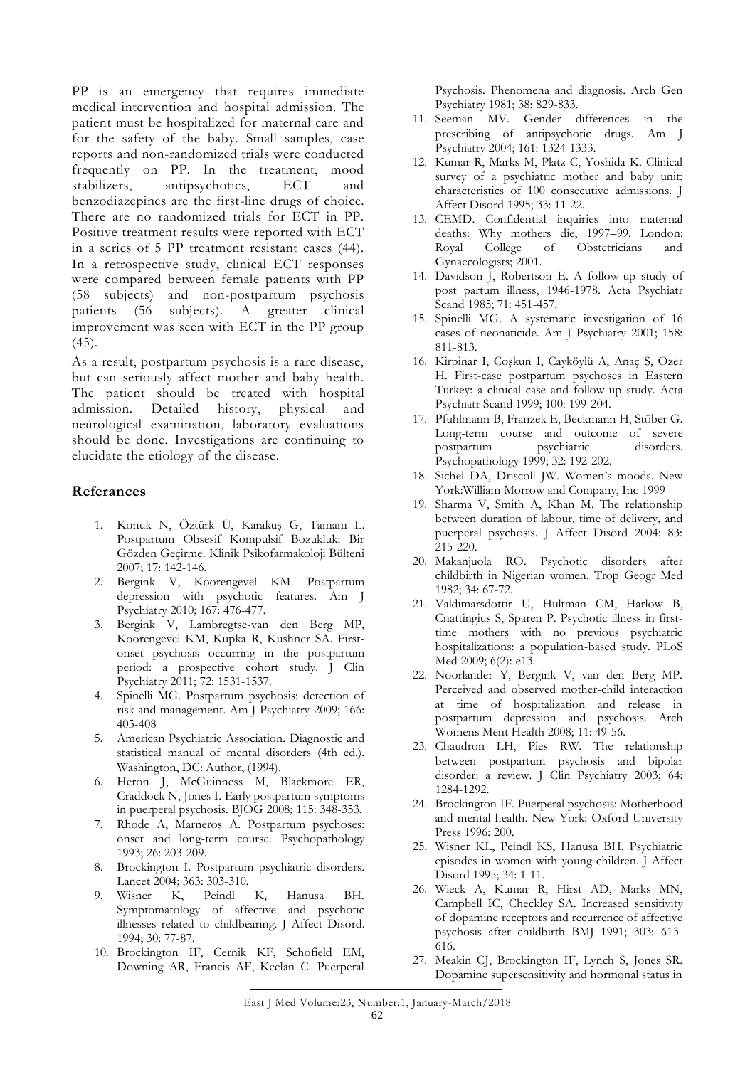PP is an emergency that requires immediate medical intervention and hospital admission. The patient must be hospitalized for maternal care and for the safety of the baby. Small samples, case reports and non-randomized trials were conducted frequently on PP. In the treatment, mood stabilizers, antipsychotics, ECT and benzodiazepines are the first-line drugs of choice. There are no randomized trials for ECT in PP. Positive treatment results were reported with ECT in a series of 5 PP treatment resistant cases (44). In a retrospective study, clinical ECT responses were compared between female patients with PP (58 subjects) and non-postpartum psychosis patients (56 subjects). A greater clinical improvement was seen with ECT in the PP group (45).

As a result, postpartum psychosis is a rare disease, but can seriously affect mother and baby health. The patient should be treated with hospital admission. Detailed history, physical and neurological examination, laboratory evaluations should be done. Investigations are continuing to elucidate the etiology of the disease.

## Referances

1. Konuk N, Öztürk Ü, Karakuş G, Tamam L. Postpartum Obsesif Kompulsif Bozukluk: Bir Gözden Geçirme. Klinik Psikofarmakoloji Bülteni 2007; 17: 142-146.
2. Bergink V, Koorengevel KM. Postpartum depression with psychotic features. Am J Psychiatry 2010; 167: 476-477.
3. Bergink V, Lambregtse-van den Berg MP, Koorengevel KM, Kupka R, Kushner SA. First-onset psychosis occurring in the postpartum period: a prospective cohort study. J Clin Psychiatry 2011; 72: 1531-1537.
4. Spinelli MG. Postpartum psychosis: detection of risk and management. Am J Psychiatry 2009; 166: 405-408
5. American Psychiatric Association. Diagnostic and statistical manual of mental disorders (4th ed.). Washington, DC: Author, (1994).
6. Heron J, McGuinness M, Blackmore ER, Craddock N, Jones I. Early postpartum symptoms in puerperal psychosis. BJOG 2008; 115: 348-353.
7. Rhode A, Marneros A. Postpartum psychoses: onset and long-term course. Psychopathology 1993; 26: 203-209.
8. Brockington I. Postpartum psychiatric disorders. Lancet 2004; 363: 303-310.
9. Wisner K, Peindl K, Hanusa BH. Symptomatology of affective and psychotic illnesses related to childbearing. J Affect Disord. 1994; 30: 77-87.
10. Brockington IF, Cernik KF, Schofield EM, Downing AR, Francis AF, Keelan C. Puerperal Psychosis. Phenomena and diagnosis. Arch Gen Psychiatry 1981; 38: 829-833.
11. Seeman MV. Gender differences in the prescribing of antipsychotic drugs. Am J Psychiatry 2004; 161: 1324-1333.
12. Kumar R, Marks M, Platz C, Yoshida K. Clinical survey of a psychiatric mother and baby unit: characteristics of 100 consecutive admissions. J Affect Disord 1995; 33: 11-22.
13. CEMD. Confidential inquiries into maternal deaths: Why mothers die, 1997–99. London: Royal College of Obstetricians and Gynaecologists; 2001.
14. Davidson J, Robertson E. A follow-up study of post partum illness, 1946-1978. Acta Psychiatr Scand 1985; 71: 451-457.
15. Spinelli MG. A systematic investigation of 16 cases of neonaticide. Am J Psychiatry 2001; 158: 811-813.
16. Kirpinar I, Coşkun I, Cayköylü A, Anaç S, Ozer H. First-case postpartum psychoses in Eastern Turkey: a clinical case and follow-up study. Acta Psychiatr Scand 1999; 100: 199-204.
17. Pfuhlmann B, Franzek E, Beckmann H, Stöber G. Long-term course and outcome of severe postpartum psychiatric disorders. Psychopathology 1999; 32: 192-202.
18. Sichel DA, Driscoll JW. Women's moods. New York:William Morrow and Company, Inc 1999
19. Sharma V, Smith A, Khan M. The relationship between duration of labour, time of delivery, and puerperal psychosis. J Affect Disord 2004; 83: 215-220.
20. Makanjuola RO. Psychotic disorders after childbirth in Nigerian women. Trop Geogr Med 1982; 34: 67-72.
21. Valdimarsdottir U, Hultman CM, Harlow B, Cnattingius S, Sparen P. Psychotic illness in first-time mothers with no previous psychiatric hospitalizations: a population-based study. PLoS Med 2009; 6(2): e13.
22. Noorlander Y, Bergink V, van den Berg MP. Perceived and observed mother-child interaction at time of hospitalization and release in postpartum depression and psychosis. Arch Womens Ment Health 2008; 11: 49-56.
23. Chaudron LH, Pies RW. The relationship between postpartum psychosis and bipolar disorder: a review. J Clin Psychiatry 2003; 64: 1284-1292.
24. Brockington IF. Puerperal psychosis: Motherhood and mental health. New York: Oxford University Press 1996: 200.
25. Wisner KL, Peindl KS, Hanusa BH. Psychiatric episodes in women with young children. J Affect Disord 1995; 34: 1-11.
26. Wieck A, Kumar R, Hirst AD, Marks MN, Campbell IC, Checkley SA. Increased sensitivity of dopamine receptors and recurrence of affective psychosis after childbirth BMJ 1991; 303: 613-616.
27. Meakin CJ, Brockington IF, Lynch S, Jones SR. Dopamine supersensitivity and hormonal status in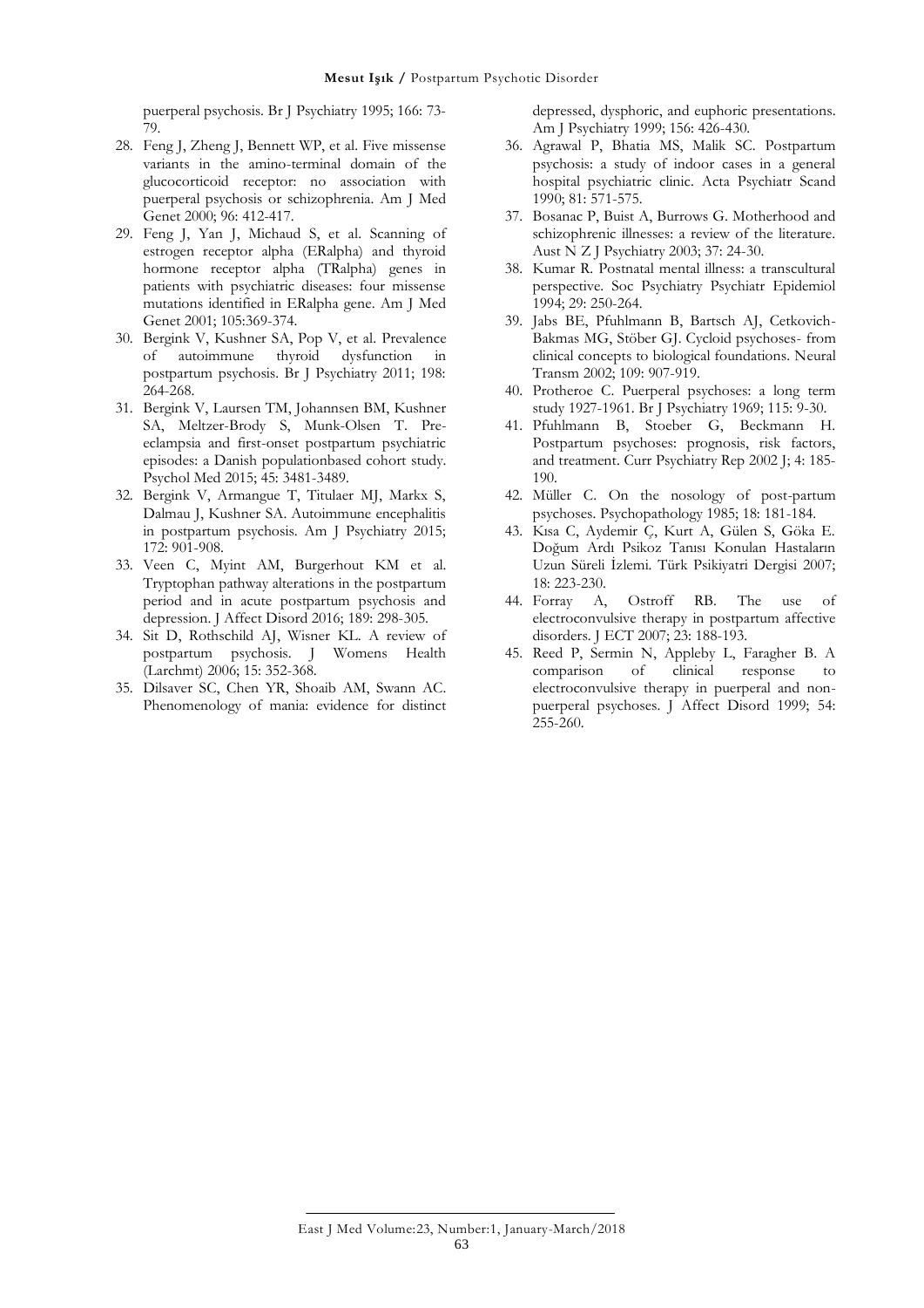puerperal psychosis. Br J Psychiatry 1995; 166: 73-79.

28. Feng J, Zheng J, Bennett WP, et al. Five missense variants in the amino-terminal domain of the glucocorticoid receptor: no association with puerperal psychosis or schizophrenia. Am J Med Genet 2000; 96: 412-417.
29. Feng J, Yan J, Michaud S, et al. Scanning of estrogen receptor alpha (ERalpha) and thyroid hormone receptor alpha (TRalpha) genes in patients with psychiatric diseases: four missense mutations identified in ERalpha gene. Am J Med Genet 2001; 105:369-374.
30. Bergink V, Kushner SA, Pop V, et al. Prevalence of autoimmune thyroid dysfunction in postpartum psychosis. Br J Psychiatry 2011; 198: 264-268.
31. Bergink V, Laursen TM, Johannsen BM, Kushner SA, Meltzer-Brody S, Munk-Olsen T. Pre-eclampsia and first-onset postpartum psychiatric episodes: a Danish populationbased cohort study. Psychol Med 2015; 45: 3481-3489.
32. Bergink V, Armangue T, Titulaer MJ, Markx S, Dalmau J, Kushner SA. Autoimmune encephalitis in postpartum psychosis. Am J Psychiatry 2015; 172: 901-908.
33. Veen C, Myint AM, Burgerhout KM et al. Tryptophan pathway alterations in the postpartum period and in acute postpartum psychosis and depression. J Affect Disord 2016; 189: 298-305.
34. Sit D, Rothschild AJ, Wisner KL. A review of postpartum psychosis. J Womens Health (Larchmt) 2006; 15: 352-368.
35. Dilsaver SC, Chen YR, Shoaib AM, Swann AC. Phenomenology of mania: evidence for distinct depressed, dysphoric, and euphoric presentations. Am J Psychiatry 1999; 156: 426-430.
36. Agrawal P, Bhatia MS, Malik SC. Postpartum psychosis: a study of indoor cases in a general hospital psychiatric clinic. Acta Psychiatr Scand 1990; 81: 571-575.
37. Bosanac P, Buist A, Burrows G. Motherhood and schizophrenic illnesses: a review of the literature. Aust N Z J Psychiatry 2003; 37: 24-30.
38. Kumar R. Postnatal mental illness: a transcultural perspective. Soc Psychiatry Psychiatr Epidemiol 1994; 29: 250-264.
39. Jabs BE, Pfuhlmann B, Bartsch AJ, Cetkovich-Bakmas MG, Stöber GJ. Cycloid psychoses- from clinical concepts to biological foundations. Neural Transm 2002; 109: 907-919.
40. Protheroe C. Puerperal psychoses: a long term study 1927-1961. Br J Psychiatry 1969; 115: 9-30.
41. Pfuhlmann B, Stoeber G, Beckmann H. Postpartum psychoses: prognosis, risk factors, and treatment. Curr Psychiatry Rep 2002 J; 4: 185-190.
42. Müller C. On the nosology of post-partum psychoses. Psychopathology 1985; 18: 181-184.
43. Kısa C, Aydemir Ç, Kurt A, Gülen S, Göka E. Doğum Ardı Psikoz Tanısı Konulan Hastaların Uzun Süreli İzlemi. Türk Psikiyatri Dergisi 2007; 18: 223-230.
44. Forray A, Ostroff RB. The use of electroconvulsive therapy in postpartum affective disorders. J ECT 2007; 23: 188-193.
45. Reed P, Sermin N, Appleby L, Faragher B. A comparison of clinical response to electroconvulsive therapy in puerperal and non-puerperal psychoses. J Affect Disord 1999; 54: 255-260.